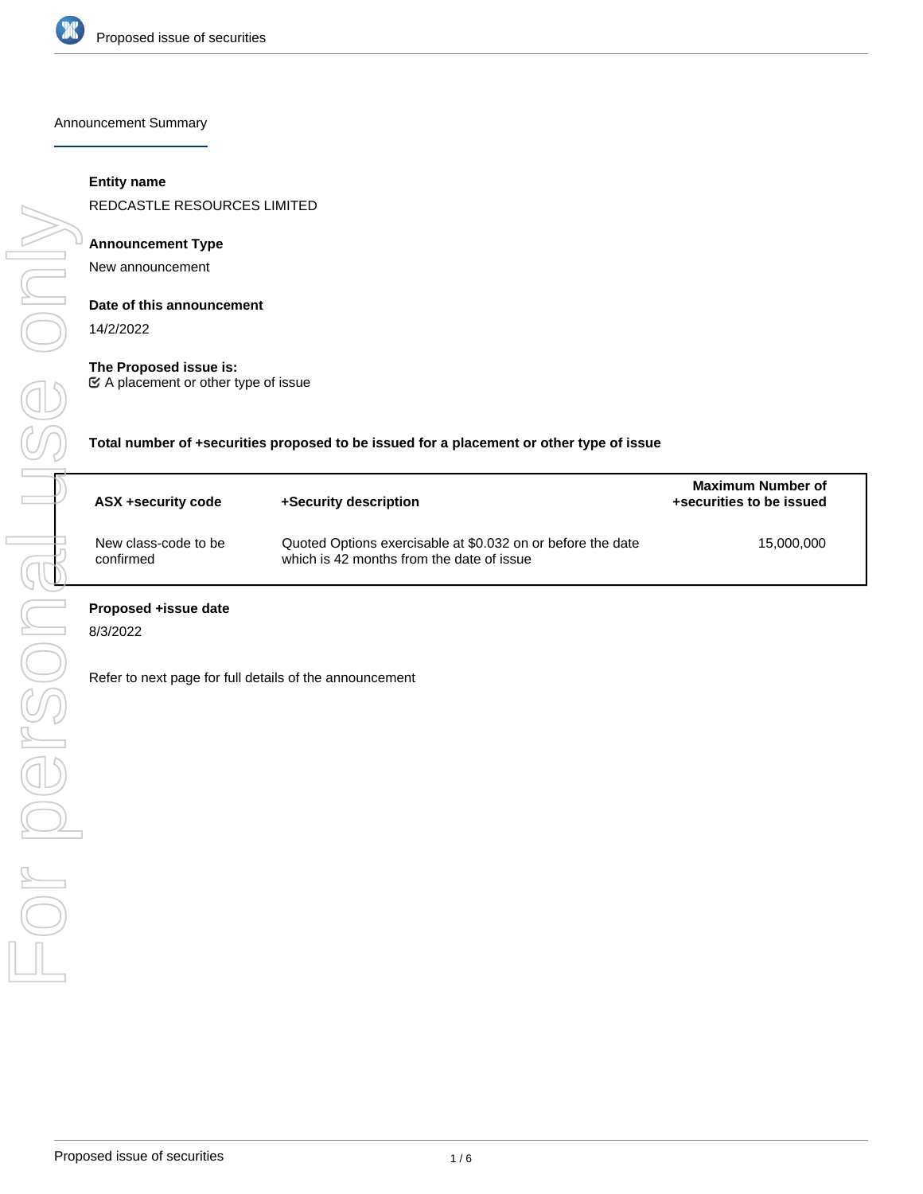## Announcement Summary

**Entity name**

REDCASTLE RESOURCES LIMITED

**Announcement Type**

New announcement

**Date of this announcement**

14/2/2022

**The Proposed issue is:**

☑ A placement or other type of issue

**Total number of +securities proposed to be issued for a placement or other type of issue**

| ASX +security code | +Security description | Maximum Number of +securities to be issued |
| --- | --- | --- |
| New class-code to be confirmed | Quoted Options exercisable at $0.032 on or before the date which is 42 months from the date of issue | 15,000,000 |

**Proposed +issue date**

8/3/2022

Refer to next page for full details of the announcement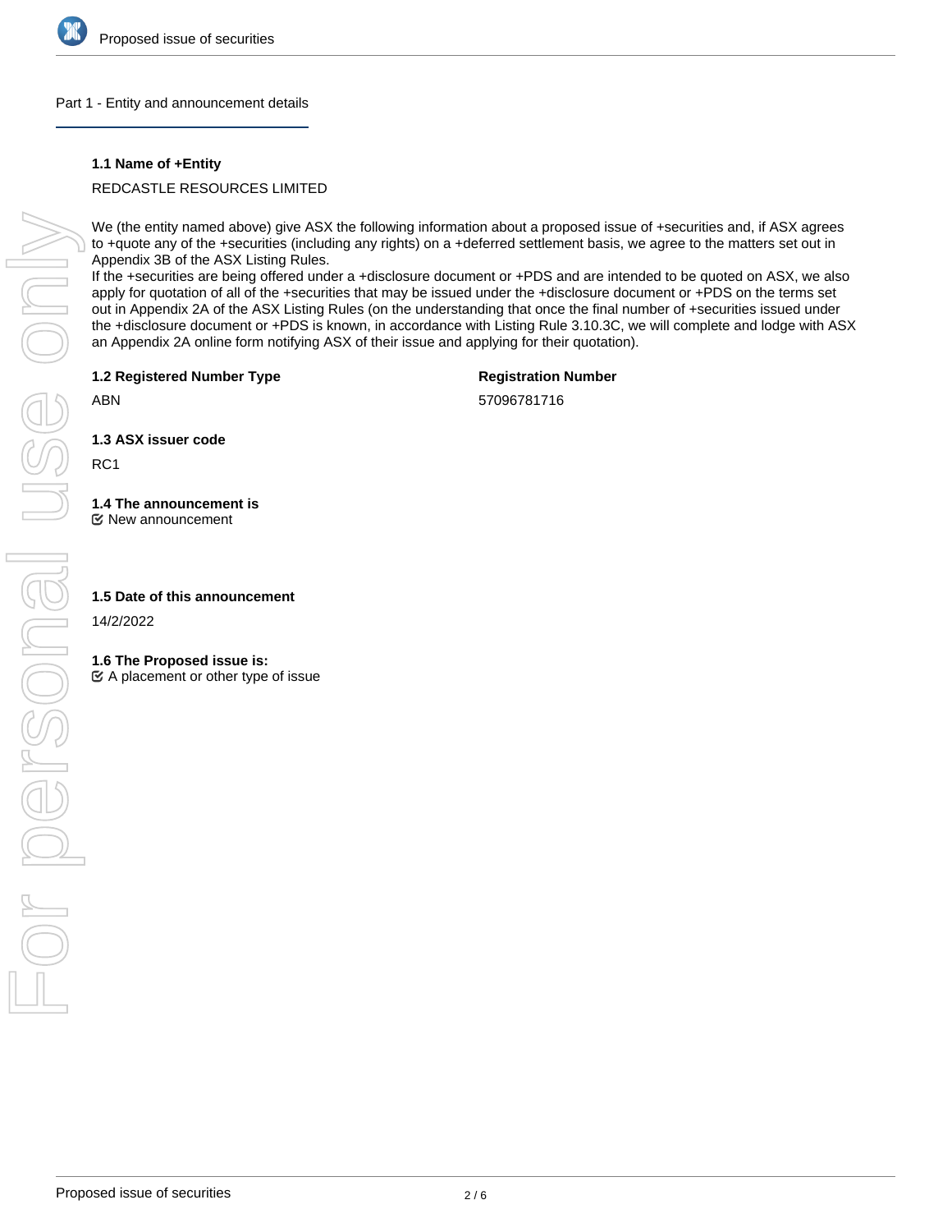## Part 1 - Entity and announcement details

**1.1 Name of +Entity**

REDCASTLE RESOURCES LIMITED

We (the entity named above) give ASX the following information about a proposed issue of +securities and, if ASX agrees to +quote any of the +securities (including any rights) on a +deferred settlement basis, we agree to the matters set out in Appendix 3B of the ASX Listing Rules.
If the +securities are being offered under a +disclosure document or +PDS and are intended to be quoted on ASX, we also apply for quotation of all of the +securities that may be issued under the +disclosure document or +PDS on the terms set out in Appendix 2A of the ASX Listing Rules (on the understanding that once the final number of +securities issued under the +disclosure document or +PDS is known, in accordance with Listing Rule 3.10.3C, we will complete and lodge with ASX an Appendix 2A online form notifying ASX of their issue and applying for their quotation).

**1.2 Registered Number Type**

ABN

**Registration Number**

57096781716

**1.3 ASX issuer code**

RC1

**1.4 The announcement is**

☑ New announcement

**1.5 Date of this announcement**

14/2/2022

**1.6 The Proposed issue is:**

☑ A placement or other type of issue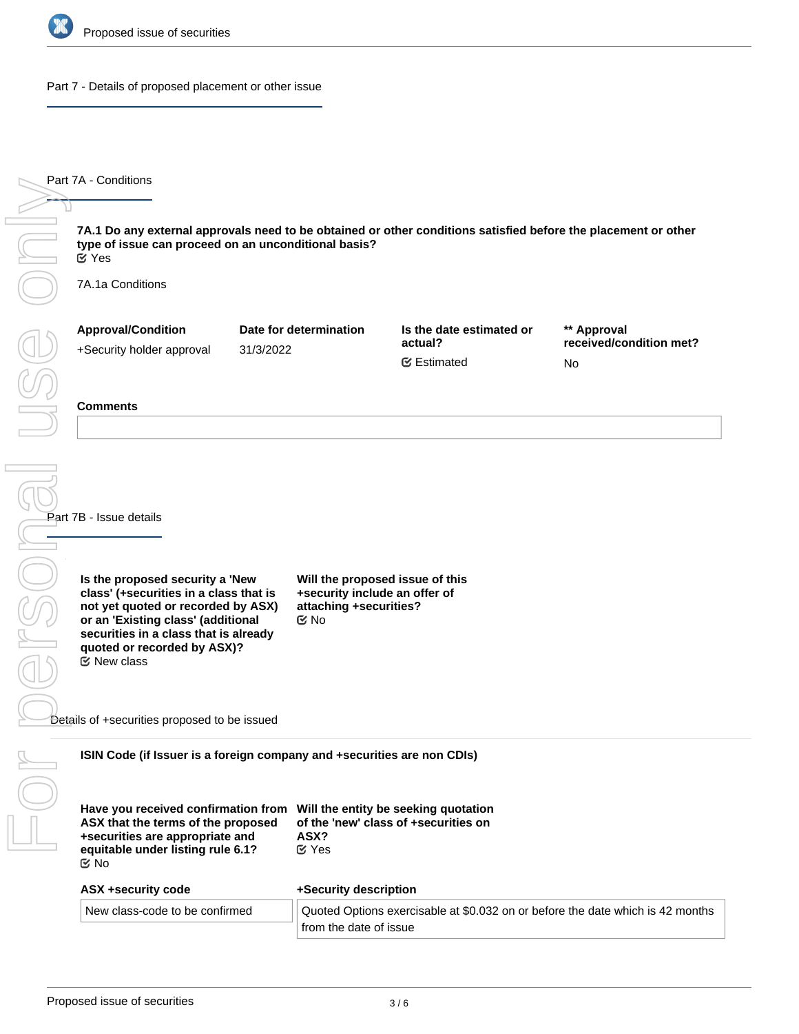## Part 7 - Details of proposed placement or other issue

### Part 7A - Conditions

**7A.1 Do any external approvals need to be obtained or other conditions satisfied before the placement or other type of issue can proceed on an unconditional basis?**
Yes

7A.1a Conditions

| Approval/Condition | Date for determination | Is the date estimated or actual? | ** Approval received/condition met? |
|---|---|---|---|
| +Security holder approval | 31/3/2022 | Estimated | No |

**Comments**

### Part 7B - Issue details

**Is the proposed security a 'New class' (+securities in a class that is not yet quoted or recorded by ASX) or an 'Existing class' (additional securities in a class that is already quoted or recorded by ASX)?**
New class

**Will the proposed issue of this +security include an offer of attaching +securities?**
No

Details of +securities proposed to be issued

**ISIN Code (if Issuer is a foreign company and +securities are non CDIs)**

**Have you received confirmation from ASX that the terms of the proposed +securities are appropriate and equitable under listing rule 6.1?**
No

**Will the entity be seeking quotation of the 'new' class of +securities on ASX?**
Yes

| ASX +security code | +Security description |
|---|---|
| New class-code to be confirmed | Quoted Options exercisable at $0.032 on or before the date which is 42 months from the date of issue |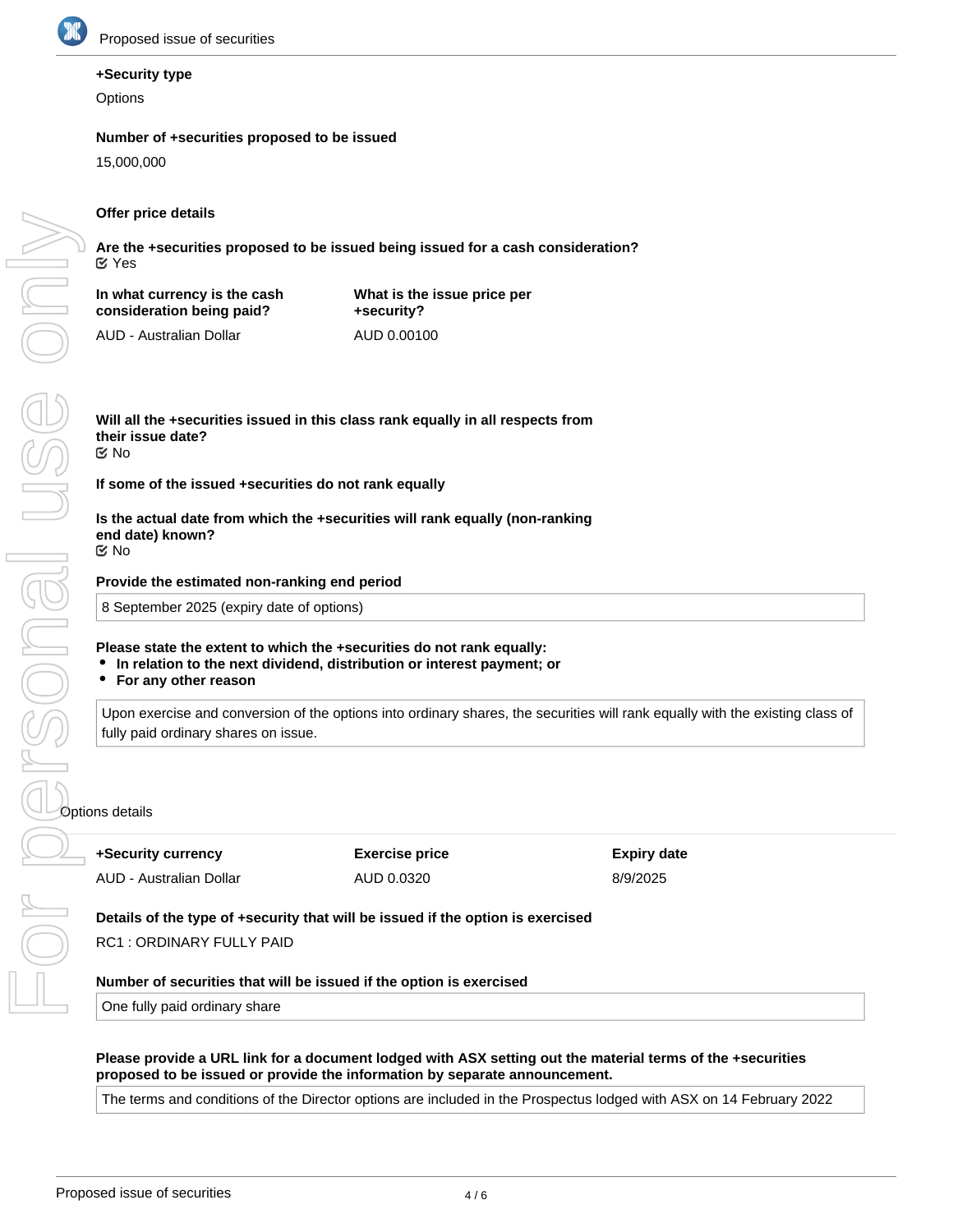**+Security type**

Options

**Number of +securities proposed to be issued**

15,000,000

**Offer price details**

**Are the +securities proposed to be issued being issued for a cash consideration?**

☑ Yes

| In what currency is the cash consideration being paid? | What is the issue price per +security? |
|---|---|
| AUD - Australian Dollar | AUD 0.00100 |

**Will all the +securities issued in this class rank equally in all respects from their issue date?**

☑ No

**If some of the issued +securities do not rank equally**

**Is the actual date from which the +securities will rank equally (non-ranking end date) known?**

☑ No

**Provide the estimated non-ranking end period**

8 September 2025 (expiry date of options)

**Please state the extent to which the +securities do not rank equally:**

- **In relation to the next dividend, distribution or interest payment; or**
- **For any other reason**

Upon exercise and conversion of the options into ordinary shares, the securities will rank equally with the existing class of fully paid ordinary shares on issue.

Options details

| +Security currency | Exercise price | Expiry date |
|---|---|---|
| AUD - Australian Dollar | AUD 0.0320 | 8/9/2025 |

**Details of the type of +security that will be issued if the option is exercised**

RC1 : ORDINARY FULLY PAID

**Number of securities that will be issued if the option is exercised**

One fully paid ordinary share

**Please provide a URL link for a document lodged with ASX setting out the material terms of the +securities proposed to be issued or provide the information by separate announcement.**

The terms and conditions of the Director options are included in the Prospectus lodged with ASX on 14 February 2022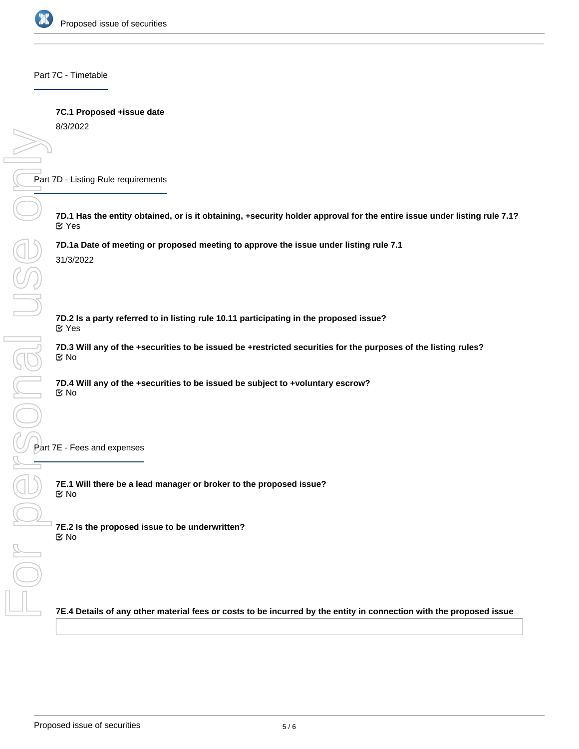## Part 7C - Timetable

**7C.1 Proposed +issue date**

8/3/2022

## Part 7D - Listing Rule requirements

**7D.1 Has the entity obtained, or is it obtaining, +security holder approval for the entire issue under listing rule 7.1?**

Yes

**7D.1a Date of meeting or proposed meeting to approve the issue under listing rule 7.1**

31/3/2022

**7D.2 Is a party referred to in listing rule 10.11 participating in the proposed issue?**

Yes

**7D.3 Will any of the +securities to be issued be +restricted securities for the purposes of the listing rules?**

No

**7D.4 Will any of the +securities to be issued be subject to +voluntary escrow?**

No

## Part 7E - Fees and expenses

**7E.1 Will there be a lead manager or broker to the proposed issue?**

No

**7E.2 Is the proposed issue to be underwritten?**

No

**7E.4 Details of any other material fees or costs to be incurred by the entity in connection with the proposed issue**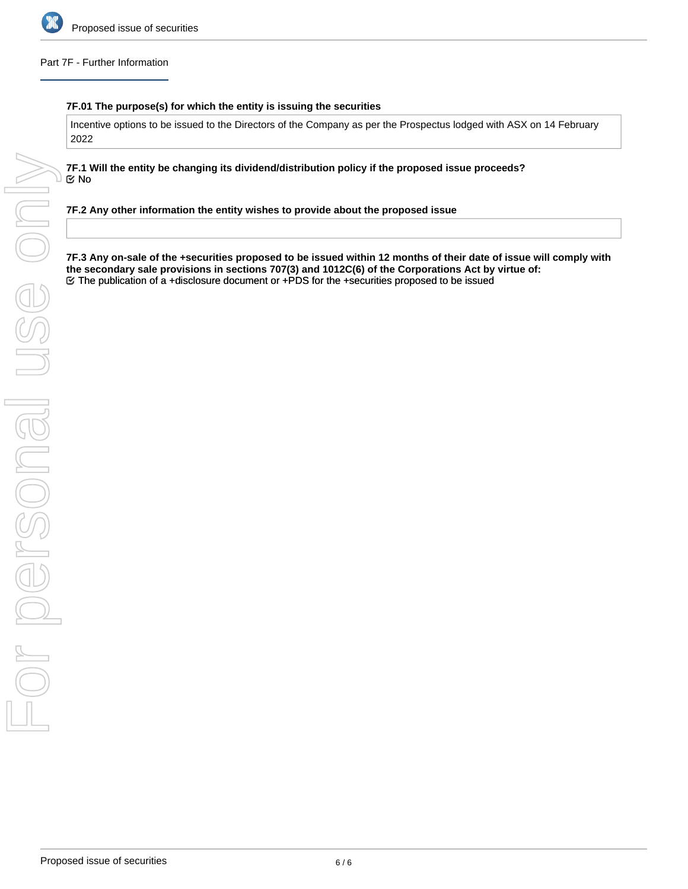## Part 7F - Further Information

**7F.01 The purpose(s) for which the entity is issuing the securities**

Incentive options to be issued to the Directors of the Company as per the Prospectus lodged with ASX on 14 February 2022

**7F.1 Will the entity be changing its dividend/distribution policy if the proposed issue proceeds?**

☑ No

**7F.2 Any other information the entity wishes to provide about the proposed issue**

**7F.3 Any on-sale of the +securities proposed to be issued within 12 months of their date of issue will comply with the secondary sale provisions in sections 707(3) and 1012C(6) of the Corporations Act by virtue of:**

☑ The publication of a +disclosure document or +PDS for the +securities proposed to be issued